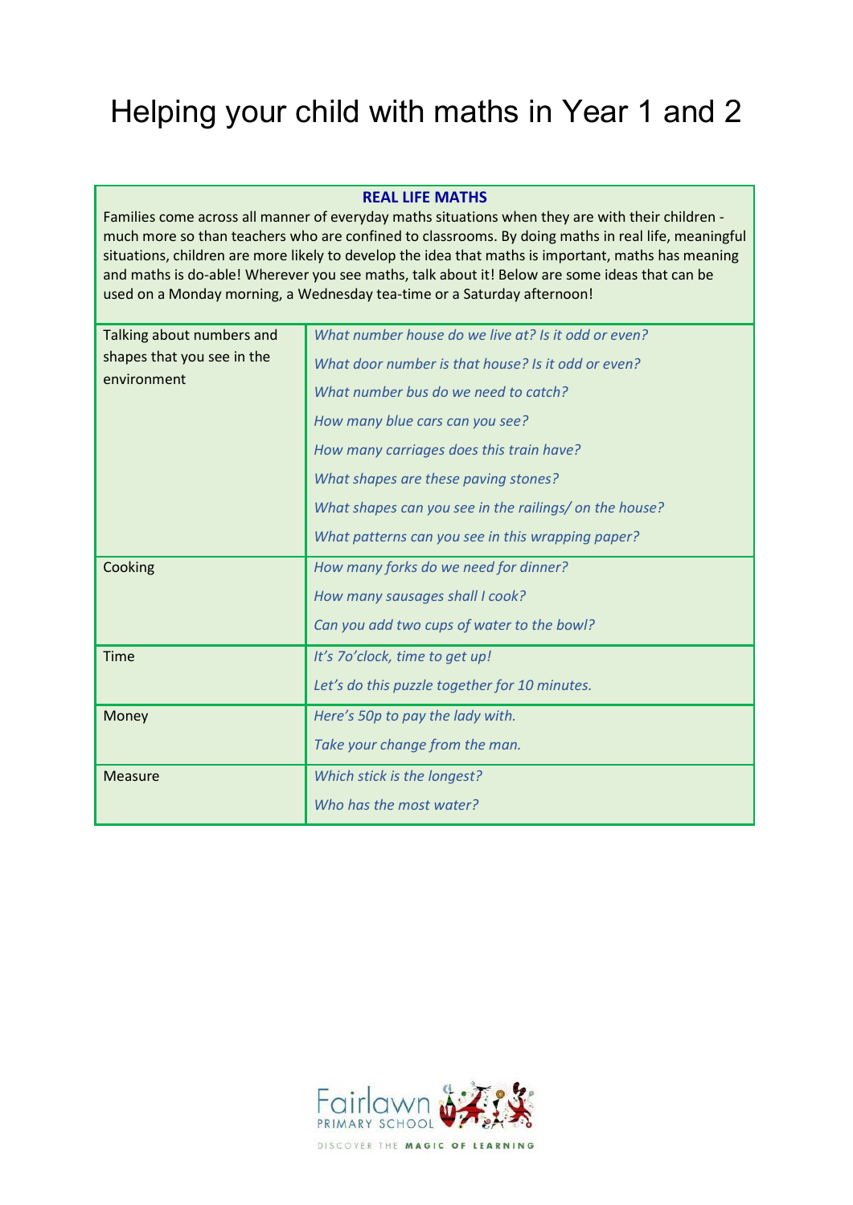# Helping your child with maths in Year 1 and 2

| **REAL LIFE MATHS** | |
|---|---|
| Families come across all manner of everyday maths situations when they are with their children - much more so than teachers who are confined to classrooms. By doing maths in real life, meaningful situations, children are more likely to develop the idea that maths is important, maths has meaning and maths is do-able! Wherever you see maths, talk about it! Below are some ideas that can be used on a Monday morning, a Wednesday tea-time or a Saturday afternoon! | |
| Talking about numbers and shapes that you see in the environment | *What number house do we live at? Is it odd or even?*<br>*What door number is that house? Is it odd or even?*<br>*What number bus do we need to catch?*<br>*How many blue cars can you see?*<br>*How many carriages does this train have?*<br>*What shapes are these paving stones?*<br>*What shapes can you see in the railings/ on the house?*<br>*What patterns can you see in this wrapping paper?* |
| Cooking | *How many forks do we need for dinner?*<br>*How many sausages shall I cook?*<br>*Can you add two cups of water to the bowl?* |
| Time | *It's 7o'clock, time to get up!*<br>*Let's do this puzzle together for 10 minutes.* |
| Money | *Here's 50p to pay the lady with.*<br>*Take your change from the man.* |
| Measure | *Which stick is the longest?*<br>*Who has the most water?* |

Fairlawn PRIMARY SCHOOL

DISCOVER THE MAGIC OF LEARNING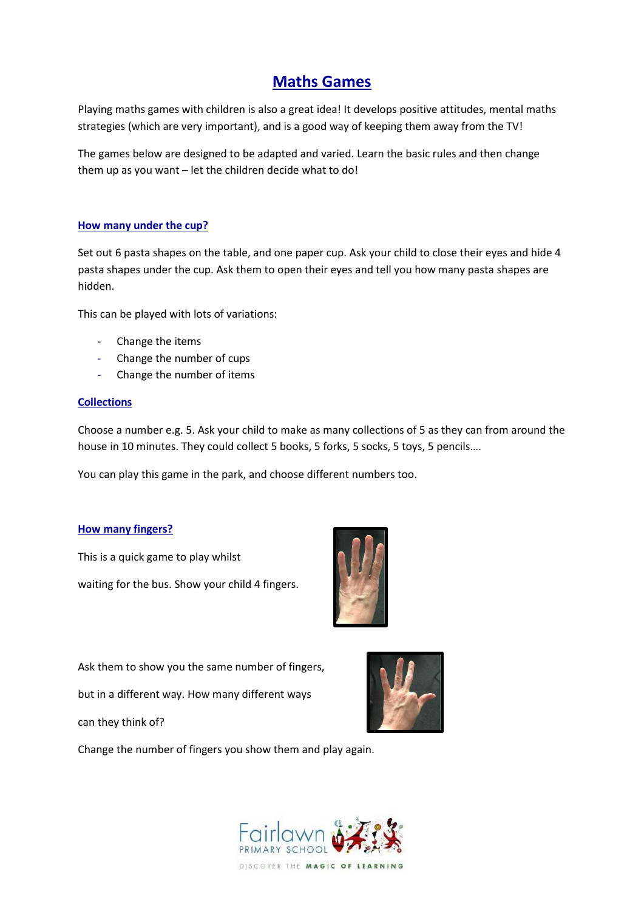# Maths Games

Playing maths games with children is also a great idea! It develops positive attitudes, mental maths strategies (which are very important), and is a good way of keeping them away from the TV!

The games below are designed to be adapted and varied. Learn the basic rules and then change them up as you want – let the children decide what to do!

## How many under the cup?

Set out 6 pasta shapes on the table, and one paper cup. Ask your child to close their eyes and hide 4 pasta shapes under the cup. Ask them to open their eyes and tell you how many pasta shapes are hidden.

This can be played with lots of variations:

- Change the items
- Change the number of cups
- Change the number of items

## Collections

Choose a number e.g. 5. Ask your child to make as many collections of 5 as they can from around the house in 10 minutes. They could collect 5 books, 5 forks, 5 socks, 5 toys, 5 pencils….

You can play this game in the park, and choose different numbers too.

## How many fingers?

This is a quick game to play whilst

waiting for the bus. Show your child 4 fingers.

Ask them to show you the same number of fingers,

but in a different way. How many different ways

can they think of?

Change the number of fingers you show them and play again.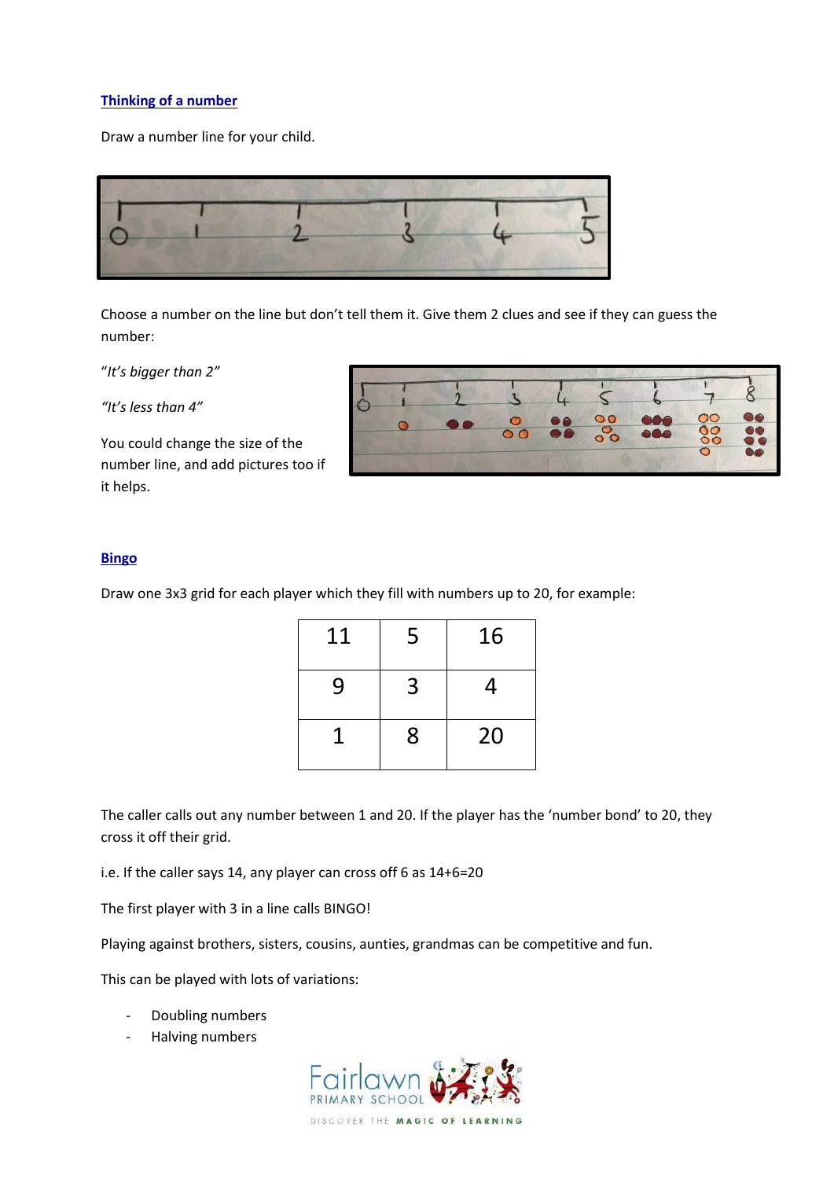## Thinking of a number

Draw a number line for your child.

Choose a number on the line but don't tell them it. Give them 2 clues and see if they can guess the number:

"*It's bigger than 2*"

*"It's less than 4"*

You could change the size of the number line, and add pictures too if it helps.

## Bingo

Draw one 3x3 grid for each player which they fill with numbers up to 20, for example:

| 11 | 5 | 16 |
|---|---|---|
| 9 | 3 | 4 |
| 1 | 8 | 20 |

The caller calls out any number between 1 and 20. If the player has the 'number bond' to 20, they cross it off their grid.

i.e. If the caller says 14, any player can cross off 6 as 14+6=20

The first player with 3 in a line calls BINGO!

Playing against brothers, sisters, cousins, aunties, grandmas can be competitive and fun.

This can be played with lots of variations:

- Doubling numbers
- Halving numbers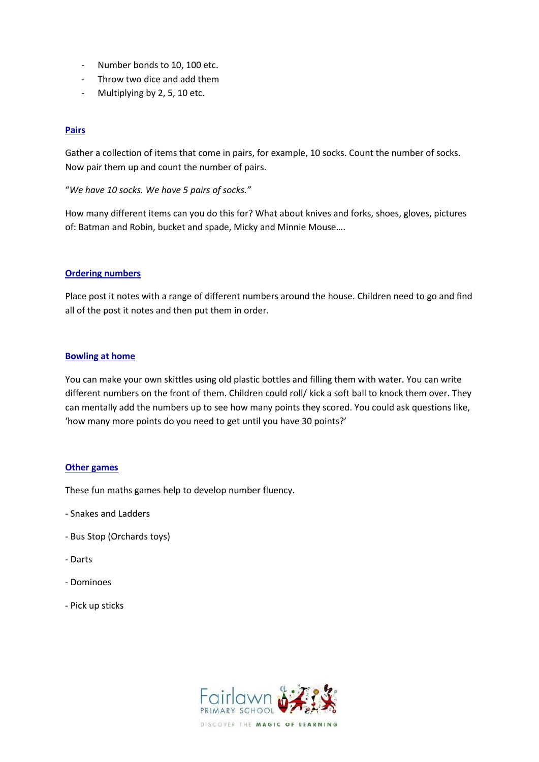- Number bonds to 10, 100 etc.
- Throw two dice and add them
- Multiplying by 2, 5, 10 etc.

### Pairs

Gather a collection of items that come in pairs, for example, 10 socks. Count the number of socks. Now pair them up and count the number of pairs.

"*We have 10 socks. We have 5 pairs of socks."*

How many different items can you do this for? What about knives and forks, shoes, gloves, pictures of: Batman and Robin, bucket and spade, Micky and Minnie Mouse….

### Ordering numbers

Place post it notes with a range of different numbers around the house. Children need to go and find all of the post it notes and then put them in order.

### Bowling at home

You can make your own skittles using old plastic bottles and filling them with water. You can write different numbers on the front of them. Children could roll/ kick a soft ball to knock them over. They can mentally add the numbers up to see how many points they scored. You could ask questions like, 'how many more points do you need to get until you have 30 points?'

### Other games

These fun maths games help to develop number fluency.

- Snakes and Ladders
- Bus Stop (Orchards toys)
- Darts
- Dominoes
- Pick up sticks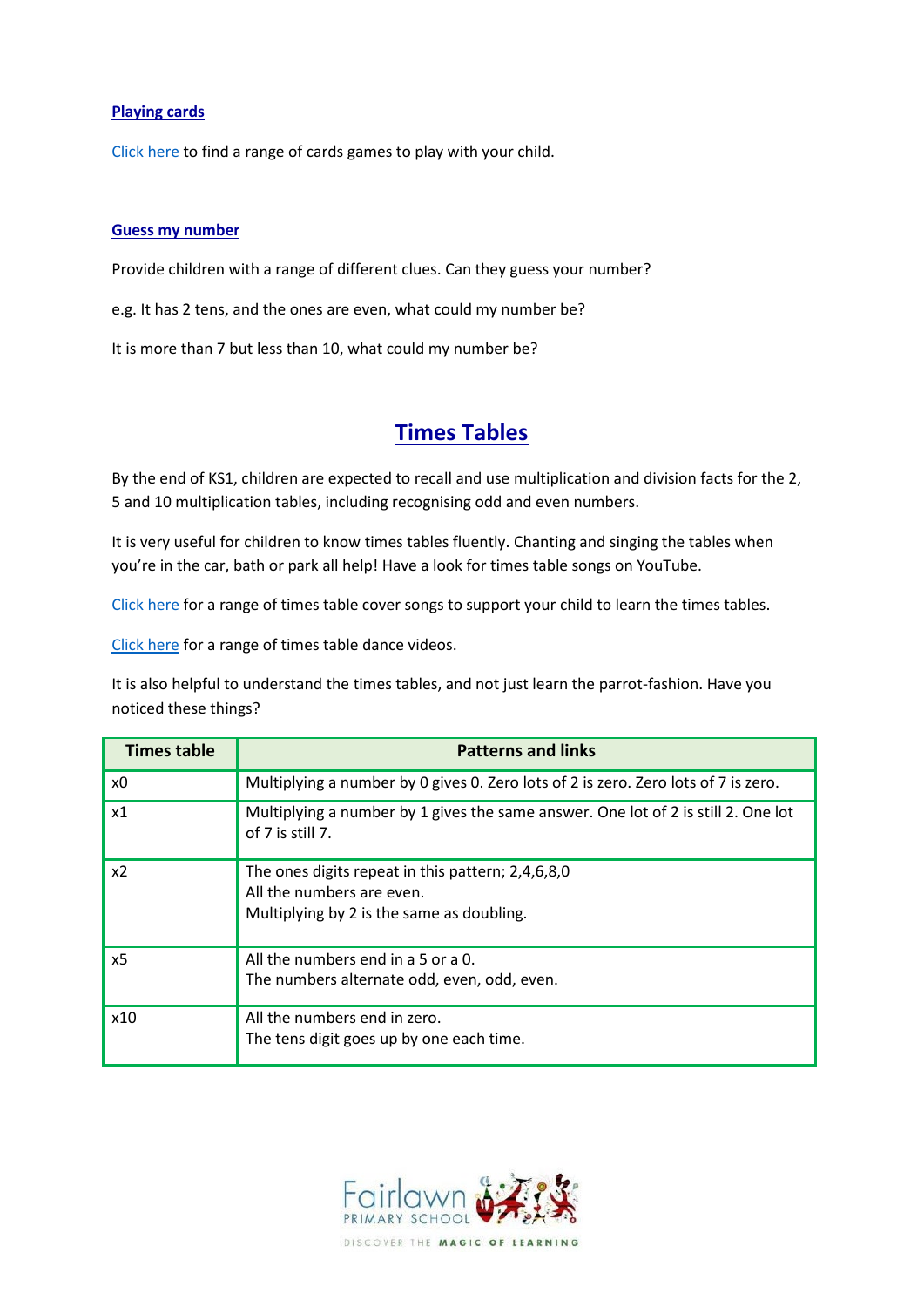### Playing cards

Click here to find a range of cards games to play with your child.

### Guess my number

Provide children with a range of different clues. Can they guess your number?

e.g. It has 2 tens, and the ones are even, what could my number be?

It is more than 7 but less than 10, what could my number be?

## Times Tables

By the end of KS1, children are expected to recall and use multiplication and division facts for the 2, 5 and 10 multiplication tables, including recognising odd and even numbers.

It is very useful for children to know times tables fluently. Chanting and singing the tables when you're in the car, bath or park all help! Have a look for times table songs on YouTube.

Click here for a range of times table cover songs to support your child to learn the times tables.

Click here for a range of times table dance videos.

It is also helpful to understand the times tables, and not just learn the parrot-fashion. Have you noticed these things?

| Times table | Patterns and links |
|---|---|
| x0 | Multiplying a number by 0 gives 0. Zero lots of 2 is zero. Zero lots of 7 is zero. |
| x1 | Multiplying a number by 1 gives the same answer. One lot of 2 is still 2. One lot of 7 is still 7. |
| x2 | The ones digits repeat in this pattern; 2,4,6,8,0<br>All the numbers are even.<br>Multiplying by 2 is the same as doubling. |
| x5 | All the numbers end in a 5 or a 0.<br>The numbers alternate odd, even, odd, even. |
| x10 | All the numbers end in zero.<br>The tens digit goes up by one each time. |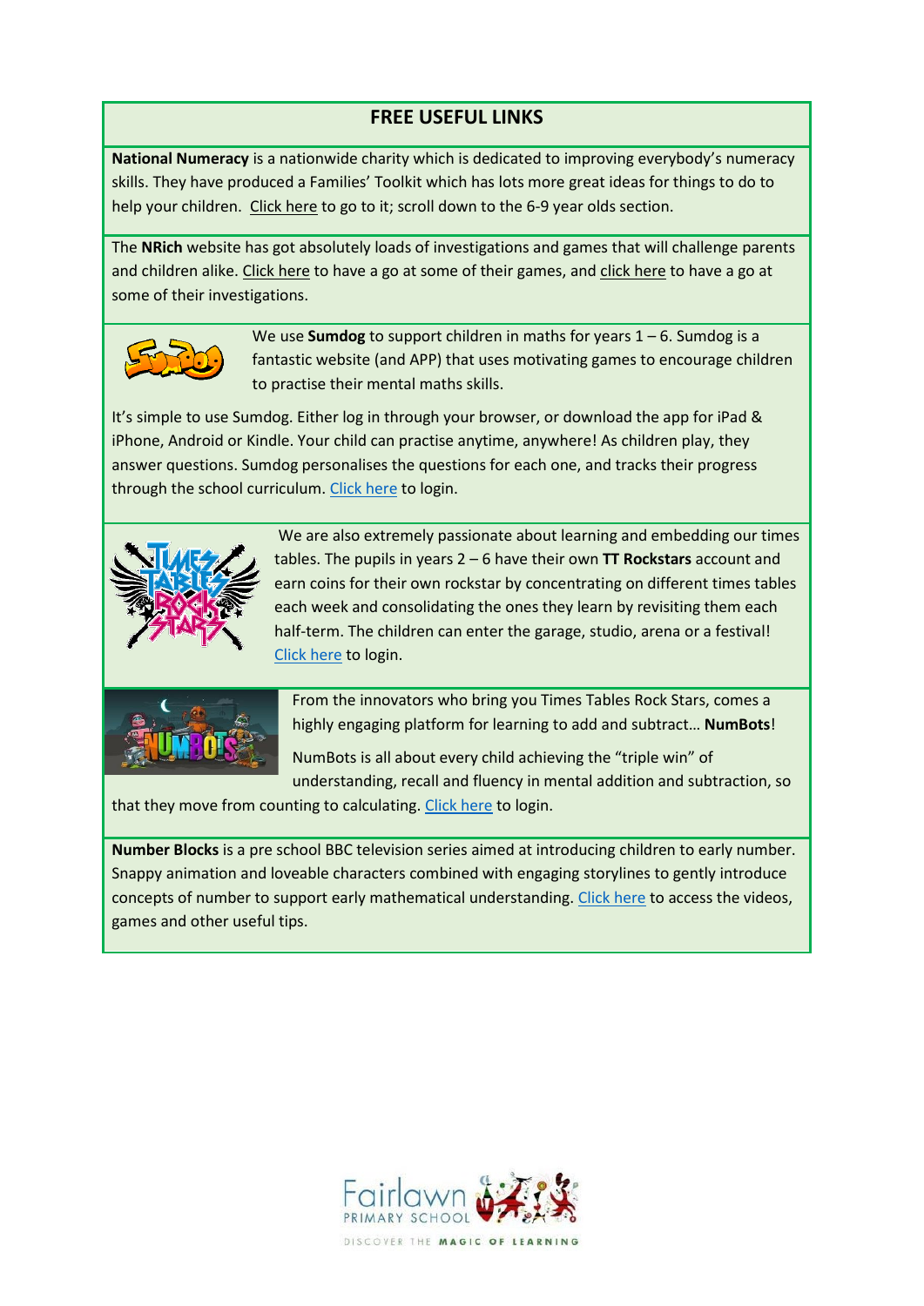## FREE USEFUL LINKS

**National Numeracy** is a nationwide charity which is dedicated to improving everybody's numeracy skills. They have produced a Families' Toolkit which has lots more great ideas for things to do to help your children. Click here to go to it; scroll down to the 6-9 year olds section.

The **NRich** website has got absolutely loads of investigations and games that will challenge parents and children alike. Click here to have a go at some of their games, and click here to have a go at some of their investigations.

We use **Sumdog** to support children in maths for years 1 – 6. Sumdog is a fantastic website (and APP) that uses motivating games to encourage children to practise their mental maths skills.

It's simple to use Sumdog. Either log in through your browser, or download the app for iPad & iPhone, Android or Kindle. Your child can practise anytime, anywhere! As children play, they answer questions. Sumdog personalises the questions for each one, and tracks their progress through the school curriculum. Click here to login.

We are also extremely passionate about learning and embedding our times tables. The pupils in years 2 – 6 have their own **TT Rockstars** account and earn coins for their own rockstar by concentrating on different times tables each week and consolidating the ones they learn by revisiting them each half-term. The children can enter the garage, studio, arena or a festival! Click here to login.

From the innovators who bring you Times Tables Rock Stars, comes a highly engaging platform for learning to add and subtract… **NumBots**!

NumBots is all about every child achieving the "triple win" of understanding, recall and fluency in mental addition and subtraction, so that they move from counting to calculating. Click here to login.

**Number Blocks** is a pre school BBC television series aimed at introducing children to early number. Snappy animation and loveable characters combined with engaging storylines to gently introduce concepts of number to support early mathematical understanding. Click here to access the videos, games and other useful tips.

Fairlawn PRIMARY SCHOOL

DISCOVER THE MAGIC OF LEARNING